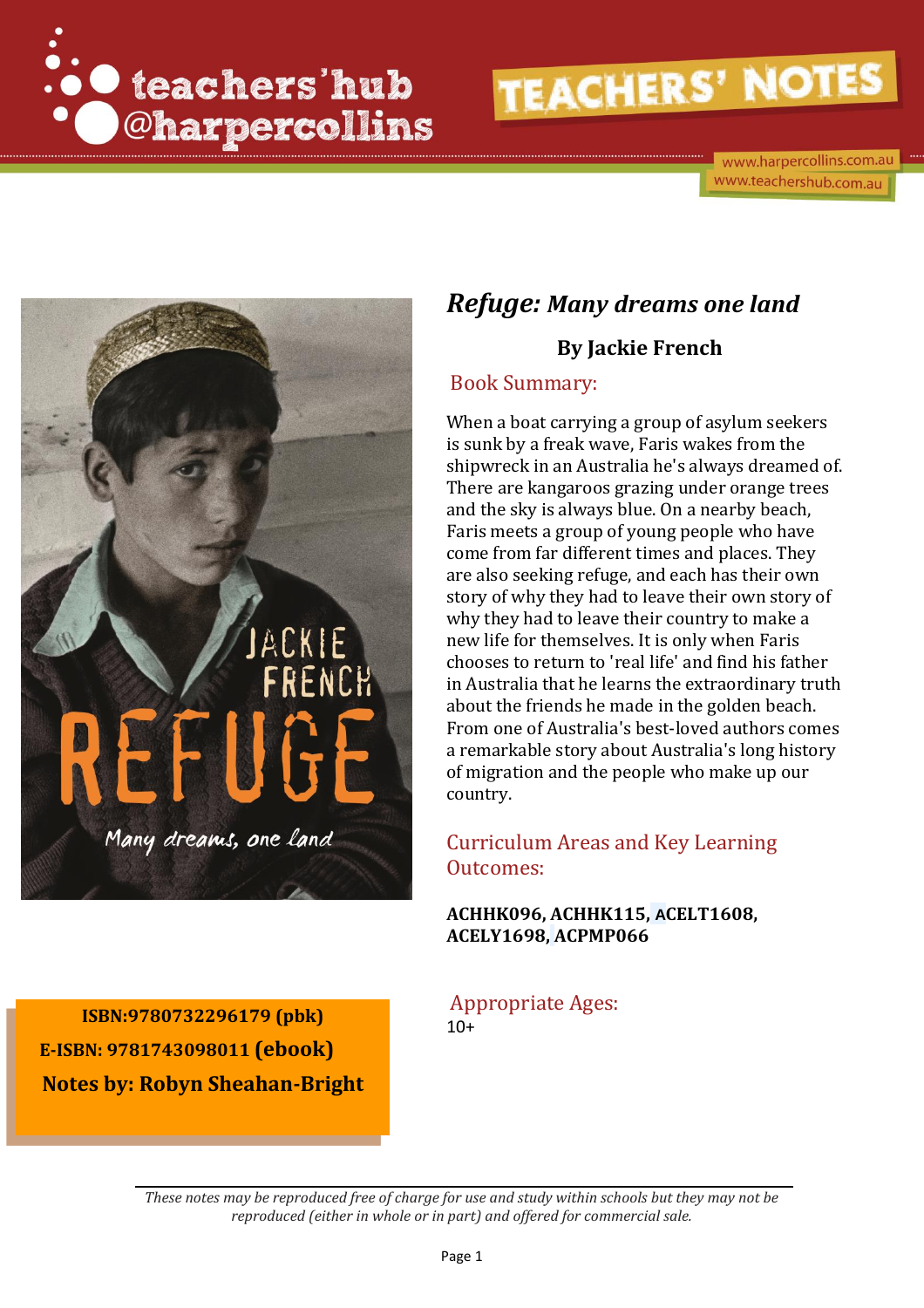teachers'hub @harpercollins

TEACHERS' NOTES

www.harpercollins.com.au
www.teachershub.com.au

# *Refuge: Many dreams one land*

### By Jackie French

## Book Summary:

When a boat carrying a group of asylum seekers is sunk by a freak wave, Faris wakes from the shipwreck in an Australia he's always dreamed of. There are kangaroos grazing under orange trees and the sky is always blue. On a nearby beach, Faris meets a group of young people who have come from far different times and places. They are also seeking refuge, and each has their own story of why they had to leave their own story of why they had to leave their country to make a new life for themselves. It is only when Faris chooses to return to 'real life' and find his father in Australia that he learns the extraordinary truth about the friends he made in the golden beach. From one of Australia's best-loved authors comes a remarkable story about Australia's long history of migration and the people who make up our country.

## Curriculum Areas and Key Learning Outcomes:

**ACHHK096, ACHHK115, ACELT1608, ACELY1698, ACPMP066**

## Appropriate Ages:

10+

**ISBN:9780732296179 (pbk)**
**E-ISBN: 9781743098011 (ebook)**
**Notes by: Robyn Sheahan-Bright**

*These notes may be reproduced free of charge for use and study within schools but they may not be reproduced (either in whole or in part) and offered for commercial sale.*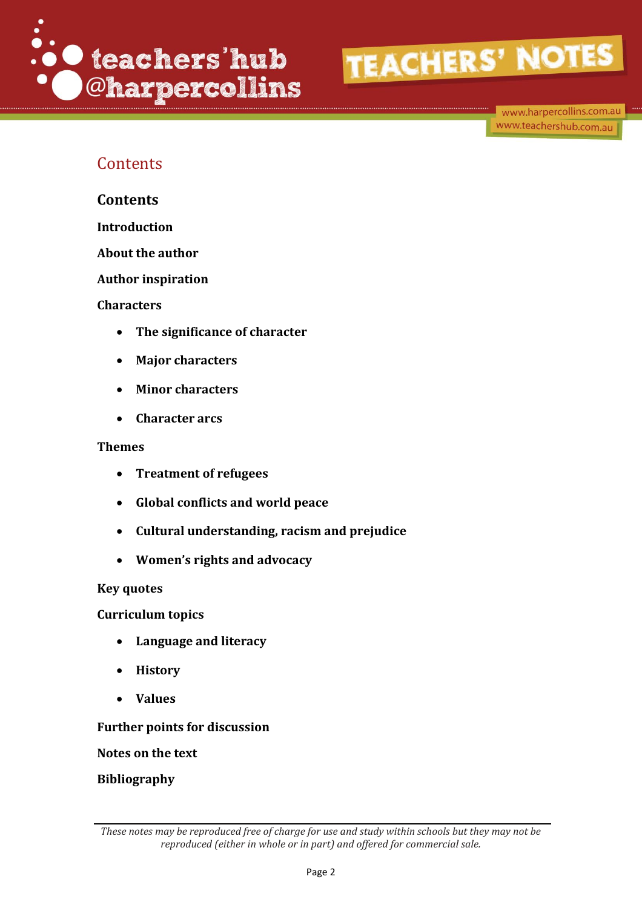# Contents

## Contents

**Introduction**

**About the author**

**Author inspiration**

**Characters**

- **The significance of character**
- **Major characters**
- **Minor characters**
- **Character arcs**

**Themes**

- **Treatment of refugees**
- **Global conflicts and world peace**
- **Cultural understanding, racism and prejudice**
- **Women's rights and advocacy**

**Key quotes**

**Curriculum topics**

- **Language and literacy**
- **History**
- **Values**

**Further points for discussion**

**Notes on the text**

**Bibliography**

*These notes may be reproduced free of charge for use and study within schools but they may not be reproduced (either in whole or in part) and offered for commercial sale.*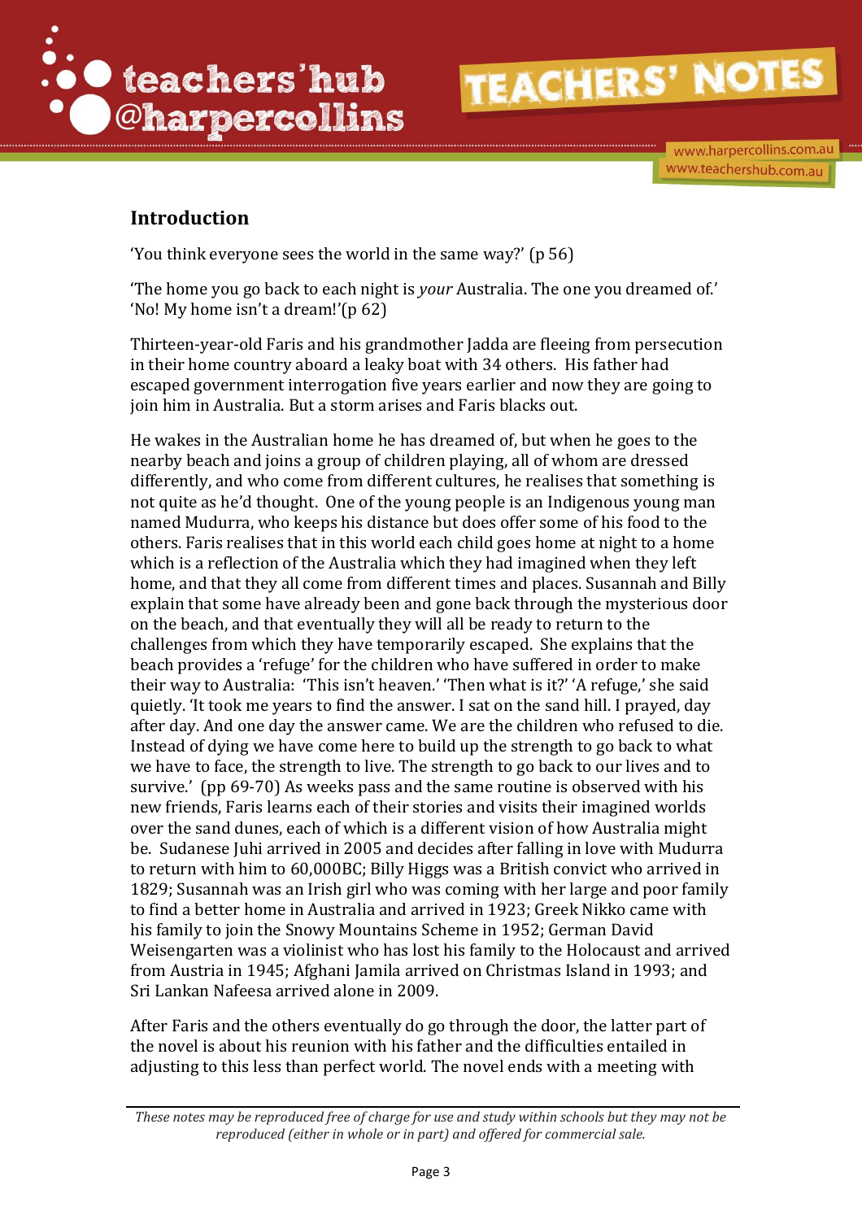## Introduction

'You think everyone sees the world in the same way?' (p 56)

'The home you go back to each night is *your* Australia. The one you dreamed of.' 'No! My home isn't a dream!'(p 62)

Thirteen-year-old Faris and his grandmother Jadda are fleeing from persecution in their home country aboard a leaky boat with 34 others. His father had escaped government interrogation five years earlier and now they are going to join him in Australia. But a storm arises and Faris blacks out.

He wakes in the Australian home he has dreamed of, but when he goes to the nearby beach and joins a group of children playing, all of whom are dressed differently, and who come from different cultures, he realises that something is not quite as he'd thought. One of the young people is an Indigenous young man named Mudurra, who keeps his distance but does offer some of his food to the others. Faris realises that in this world each child goes home at night to a home which is a reflection of the Australia which they had imagined when they left home, and that they all come from different times and places. Susannah and Billy explain that some have already been and gone back through the mysterious door on the beach, and that eventually they will all be ready to return to the challenges from which they have temporarily escaped. She explains that the beach provides a 'refuge' for the children who have suffered in order to make their way to Australia: 'This isn't heaven.' 'Then what is it?' 'A refuge,' she said quietly. 'It took me years to find the answer. I sat on the sand hill. I prayed, day after day. And one day the answer came. We are the children who refused to die. Instead of dying we have come here to build up the strength to go back to what we have to face, the strength to live. The strength to go back to our lives and to survive.' (pp 69-70) As weeks pass and the same routine is observed with his new friends, Faris learns each of their stories and visits their imagined worlds over the sand dunes, each of which is a different vision of how Australia might be. Sudanese Juhi arrived in 2005 and decides after falling in love with Mudurra to return with him to 60,000BC; Billy Higgs was a British convict who arrived in 1829; Susannah was an Irish girl who was coming with her large and poor family to find a better home in Australia and arrived in 1923; Greek Nikko came with his family to join the Snowy Mountains Scheme in 1952; German David Weisengarten was a violinist who has lost his family to the Holocaust and arrived from Austria in 1945; Afghani Jamila arrived on Christmas Island in 1993; and Sri Lankan Nafeesa arrived alone in 2009.

After Faris and the others eventually do go through the door, the latter part of the novel is about his reunion with his father and the difficulties entailed in adjusting to this less than perfect world. The novel ends with a meeting with

*These notes may be reproduced free of charge for use and study within schools but they may not be reproduced (either in whole or in part) and offered for commercial sale.*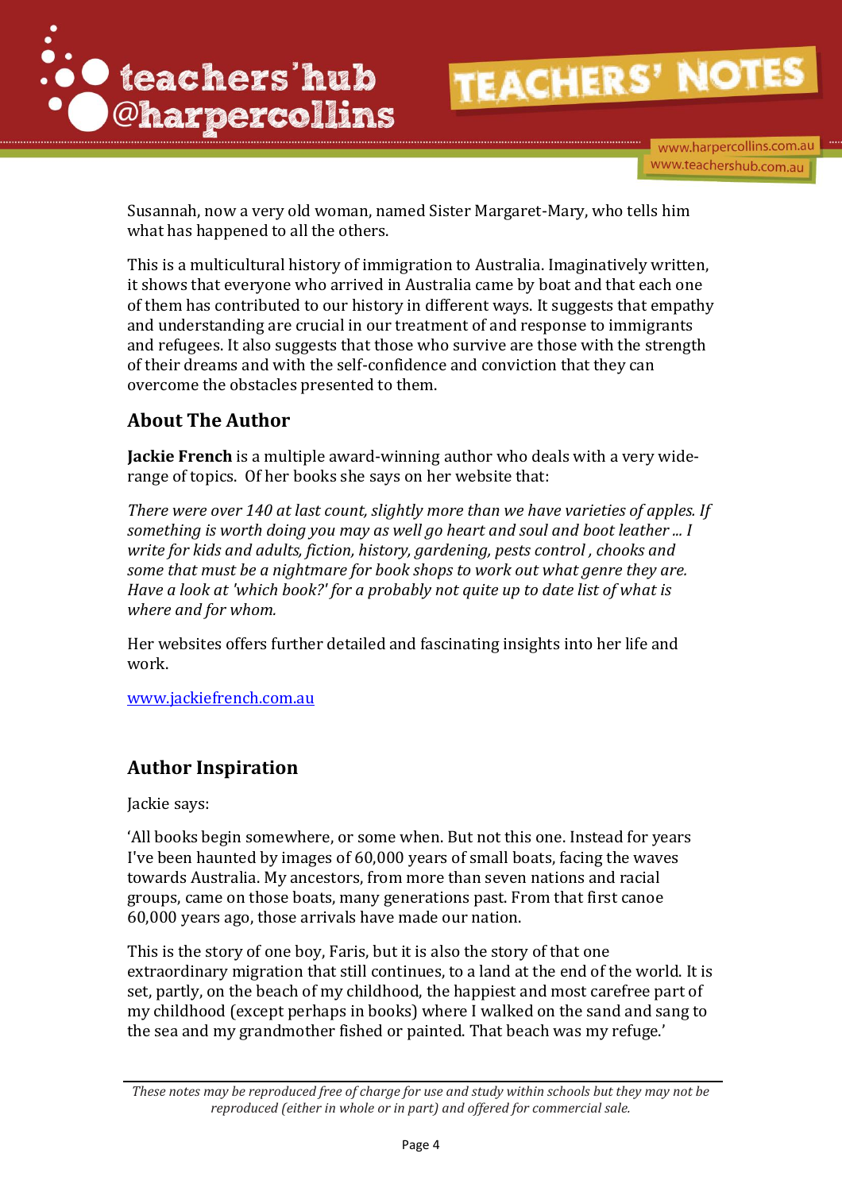Susannah, now a very old woman, named Sister Margaret-Mary, who tells him what has happened to all the others.

This is a multicultural history of immigration to Australia. Imaginatively written, it shows that everyone who arrived in Australia came by boat and that each one of them has contributed to our history in different ways. It suggests that empathy and understanding are crucial in our treatment of and response to immigrants and refugees. It also suggests that those who survive are those with the strength of their dreams and with the self-confidence and conviction that they can overcome the obstacles presented to them.

## About The Author

**Jackie French** is a multiple award-winning author who deals with a very wide-range of topics. Of her books she says on her website that:

*There were over 140 at last count, slightly more than we have varieties of apples. If something is worth doing you may as well go heart and soul and boot leather ... I write for kids and adults, fiction, history, gardening, pests control , chooks and some that must be a nightmare for book shops to work out what genre they are. Have a look at 'which book?' for a probably not quite up to date list of what is where and for whom.*

Her websites offers further detailed and fascinating insights into her life and work.

[www.jackiefrench.com.au](http://www.jackiefrench.com.au)

## Author Inspiration

Jackie says:

'All books begin somewhere, or some when. But not this one. Instead for years I've been haunted by images of 60,000 years of small boats, facing the waves towards Australia. My ancestors, from more than seven nations and racial groups, came on those boats, many generations past. From that first canoe 60,000 years ago, those arrivals have made our nation.

This is the story of one boy, Faris, but it is also the story of that one extraordinary migration that still continues, to a land at the end of the world. It is set, partly, on the beach of my childhood, the happiest and most carefree part of my childhood (except perhaps in books) where I walked on the sand and sang to the sea and my grandmother fished or painted. That beach was my refuge.'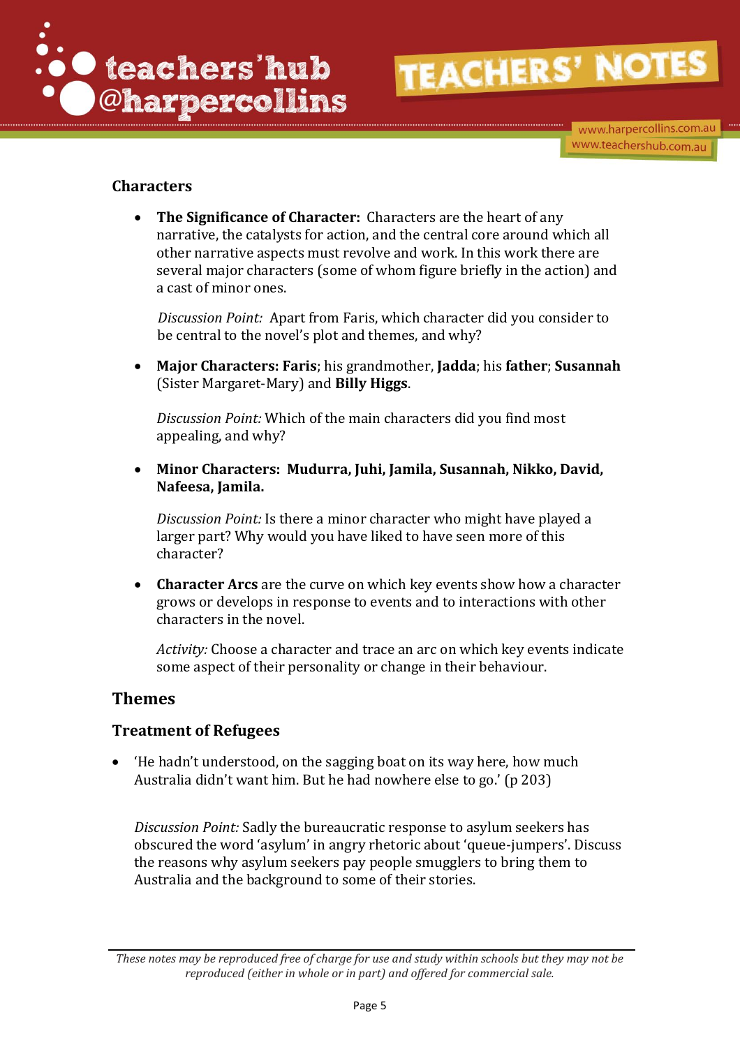## Characters

- **The Significance of Character:** Characters are the heart of any narrative, the catalysts for action, and the central core around which all other narrative aspects must revolve and work. In this work there are several major characters (some of whom figure briefly in the action) and a cast of minor ones.

  *Discussion Point:* Apart from Faris, which character did you consider to be central to the novel's plot and themes, and why?

- **Major Characters: Faris**; his grandmother, **Jadda**; his **father**; **Susannah** (Sister Margaret-Mary) and **Billy Higgs**.

  *Discussion Point:* Which of the main characters did you find most appealing, and why?

- **Minor Characters: Mudurra, Juhi, Jamila, Susannah, Nikko, David, Nafeesa, Jamila.**

  *Discussion Point:* Is there a minor character who might have played a larger part? Why would you have liked to have seen more of this character?

- **Character Arcs** are the curve on which key events show how a character grows or develops in response to events and to interactions with other characters in the novel.

  *Activity:* Choose a character and trace an arc on which key events indicate some aspect of their personality or change in their behaviour.

## Themes

### Treatment of Refugees

- 'He hadn't understood, on the sagging boat on its way here, how much Australia didn't want him. But he had nowhere else to go.' (p 203)

  *Discussion Point:* Sadly the bureaucratic response to asylum seekers has obscured the word 'asylum' in angry rhetoric about 'queue-jumpers'. Discuss the reasons why asylum seekers pay people smugglers to bring them to Australia and the background to some of their stories.

*These notes may be reproduced free of charge for use and study within schools but they may not be reproduced (either in whole or in part) and offered for commercial sale.*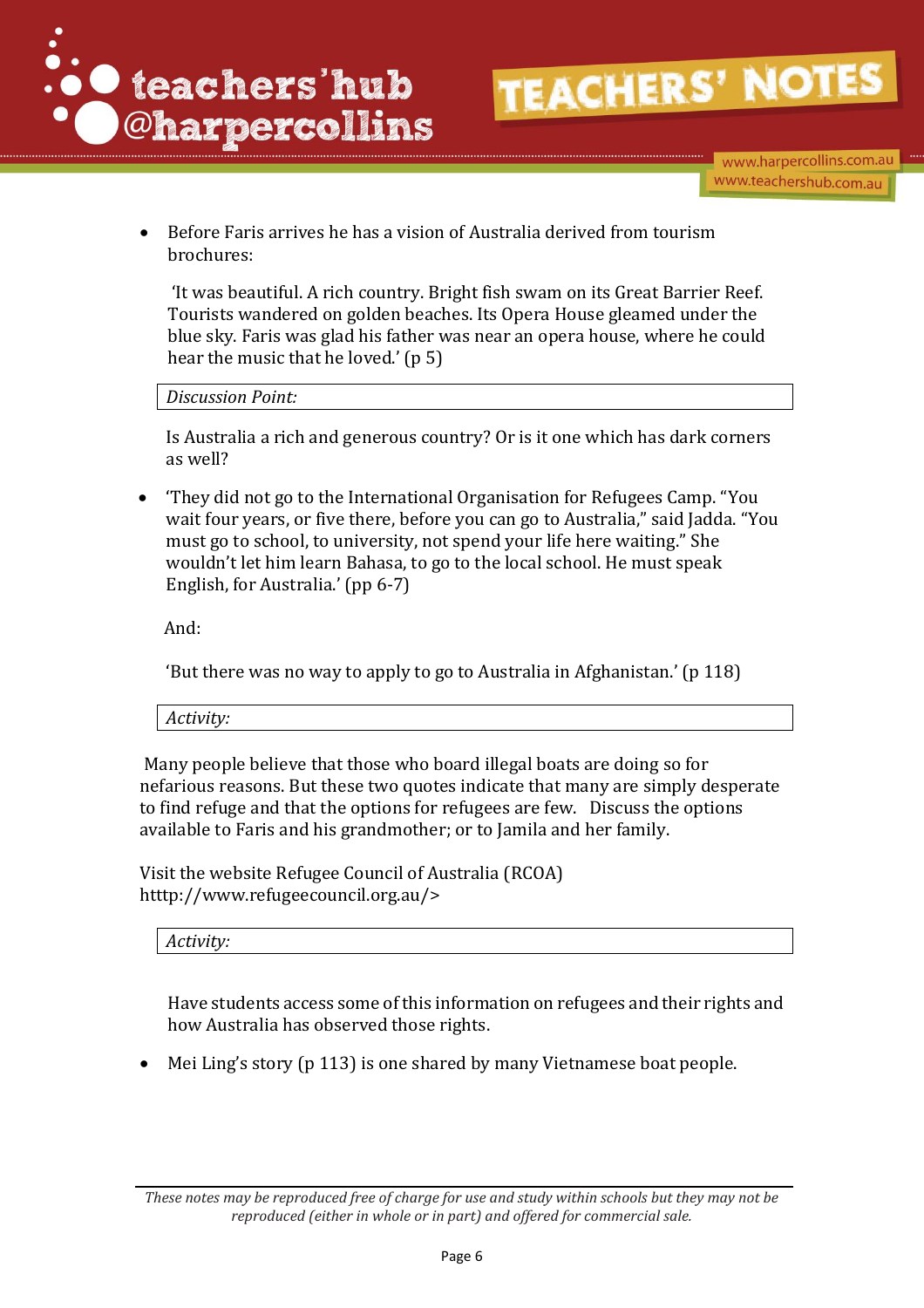- Before Faris arrives he has a vision of Australia derived from tourism brochures:

  'It was beautiful. A rich country. Bright fish swam on its Great Barrier Reef. Tourists wandered on golden beaches. Its Opera House gleamed under the blue sky. Faris was glad his father was near an opera house, where he could hear the music that he loved.' (p 5)

*Discussion Point:*

Is Australia a rich and generous country? Or is it one which has dark corners as well?

- 'They did not go to the International Organisation for Refugees Camp. "You wait four years, or five there, before you can go to Australia," said Jadda. "You must go to school, to university, not spend your life here waiting." She wouldn't let him learn Bahasa, to go to the local school. He must speak English, for Australia.' (pp 6-7)

  And:

  'But there was no way to apply to go to Australia in Afghanistan.' (p 118)

*Activity:*

Many people believe that those who board illegal boats are doing so for nefarious reasons. But these two quotes indicate that many are simply desperate to find refuge and that the options for refugees are few. Discuss the options available to Faris and his grandmother; or to Jamila and her family.

Visit the website Refugee Council of Australia (RCOA) htttp://www.refugeecouncil.org.au/>

*Activity:*

Have students access some of this information on refugees and their rights and how Australia has observed those rights.

- Mei Ling's story (p 113) is one shared by many Vietnamese boat people.

*These notes may be reproduced free of charge for use and study within schools but they may not be reproduced (either in whole or in part) and offered for commercial sale.*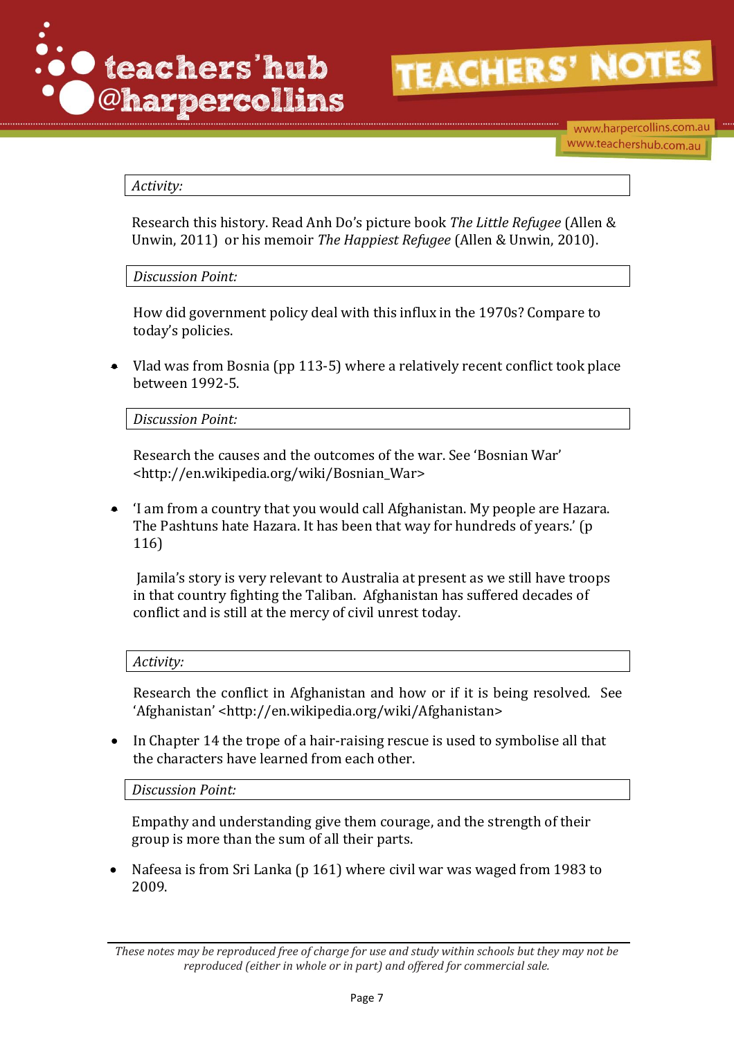*Activity:*

Research this history. Read Anh Do's picture book *The Little Refugee* (Allen & Unwin, 2011) or his memoir *The Happiest Refugee* (Allen & Unwin, 2010).

*Discussion Point:*

How did government policy deal with this influx in the 1970s? Compare to today's policies.

- Vlad was from Bosnia (pp 113-5) where a relatively recent conflict took place between 1992-5.

*Discussion Point:*

Research the causes and the outcomes of the war. See 'Bosnian War' <http://en.wikipedia.org/wiki/Bosnian_War>

- 'I am from a country that you would call Afghanistan. My people are Hazara. The Pashtuns hate Hazara. It has been that way for hundreds of years.' (p 116)

  Jamila's story is very relevant to Australia at present as we still have troops in that country fighting the Taliban. Afghanistan has suffered decades of conflict and is still at the mercy of civil unrest today.

*Activity:*

Research the conflict in Afghanistan and how or if it is being resolved. See 'Afghanistan' <http://en.wikipedia.org/wiki/Afghanistan>

- In Chapter 14 the trope of a hair-raising rescue is used to symbolise all that the characters have learned from each other.

*Discussion Point:*

Empathy and understanding give them courage, and the strength of their group is more than the sum of all their parts.

- Nafeesa is from Sri Lanka (p 161) where civil war was waged from 1983 to 2009.

*These notes may be reproduced free of charge for use and study within schools but they may not be reproduced (either in whole or in part) and offered for commercial sale.*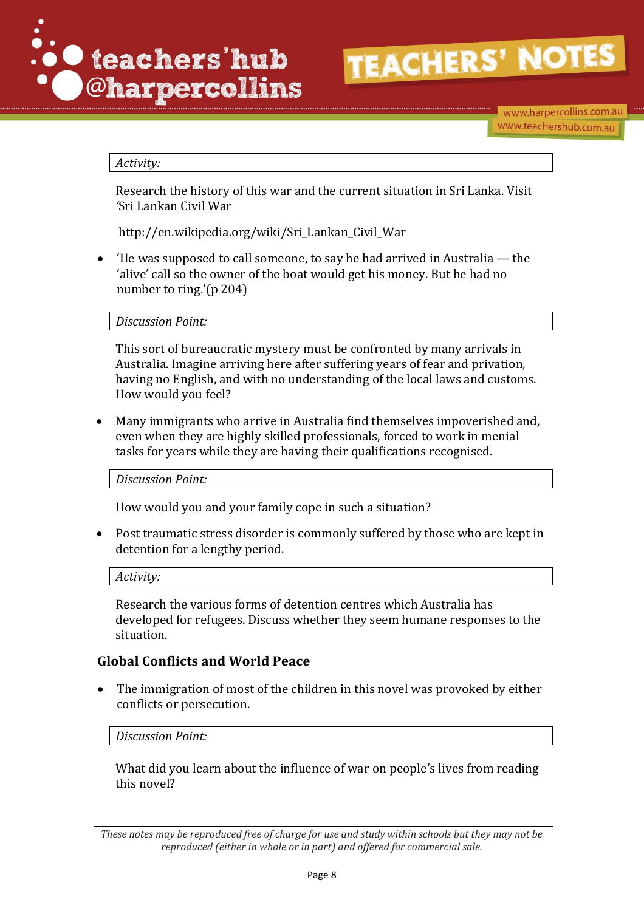*Activity:*

Research the history of this war and the current situation in Sri Lanka. Visit 'Sri Lankan Civil War

http://en.wikipedia.org/wiki/Sri_Lankan_Civil_War

- 'He was supposed to call someone, to say he had arrived in Australia — the 'alive' call so the owner of the boat would get his money. But he had no number to ring.'(p 204)

*Discussion Point:*

This sort of bureaucratic mystery must be confronted by many arrivals in Australia. Imagine arriving here after suffering years of fear and privation, having no English, and with no understanding of the local laws and customs. How would you feel?

- Many immigrants who arrive in Australia find themselves impoverished and, even when they are highly skilled professionals, forced to work in menial tasks for years while they are having their qualifications recognised.

*Discussion Point:*

How would you and your family cope in such a situation?

- Post traumatic stress disorder is commonly suffered by those who are kept in detention for a lengthy period.

*Activity:*

Research the various forms of detention centres which Australia has developed for refugees. Discuss whether they seem humane responses to the situation.

## Global Conflicts and World Peace

- The immigration of most of the children in this novel was provoked by either conflicts or persecution.

*Discussion Point:*

What did you learn about the influence of war on people's lives from reading this novel?

*These notes may be reproduced free of charge for use and study within schools but they may not be reproduced (either in whole or in part) and offered for commercial sale.*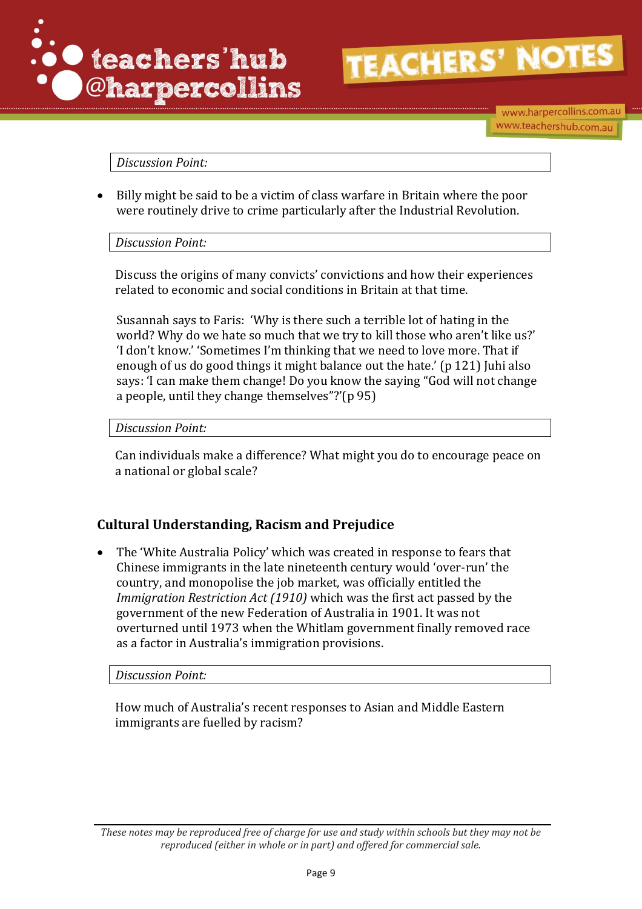*Discussion Point:*

- Billy might be said to be a victim of class warfare in Britain where the poor were routinely drive to crime particularly after the Industrial Revolution.

*Discussion Point:*

Discuss the origins of many convicts' convictions and how their experiences related to economic and social conditions in Britain at that time.

Susannah says to Faris: 'Why is there such a terrible lot of hating in the world? Why do we hate so much that we try to kill those who aren't like us?' 'I don't know.' 'Sometimes I'm thinking that we need to love more. That if enough of us do good things it might balance out the hate.' (p 121) Juhi also says: 'I can make them change! Do you know the saying "God will not change a people, until they change themselves"?'(p 95)

*Discussion Point:*

Can individuals make a difference? What might you do to encourage peace on a national or global scale?

### Cultural Understanding, Racism and Prejudice

- The 'White Australia Policy' which was created in response to fears that Chinese immigrants in the late nineteenth century would 'over-run' the country, and monopolise the job market, was officially entitled the *Immigration Restriction Act (1910)* which was the first act passed by the government of the new Federation of Australia in 1901. It was not overturned until 1973 when the Whitlam government finally removed race as a factor in Australia's immigration provisions.

*Discussion Point:*

How much of Australia's recent responses to Asian and Middle Eastern immigrants are fuelled by racism?

*These notes may be reproduced free of charge for use and study within schools but they may not be reproduced (either in whole or in part) and offered for commercial sale.*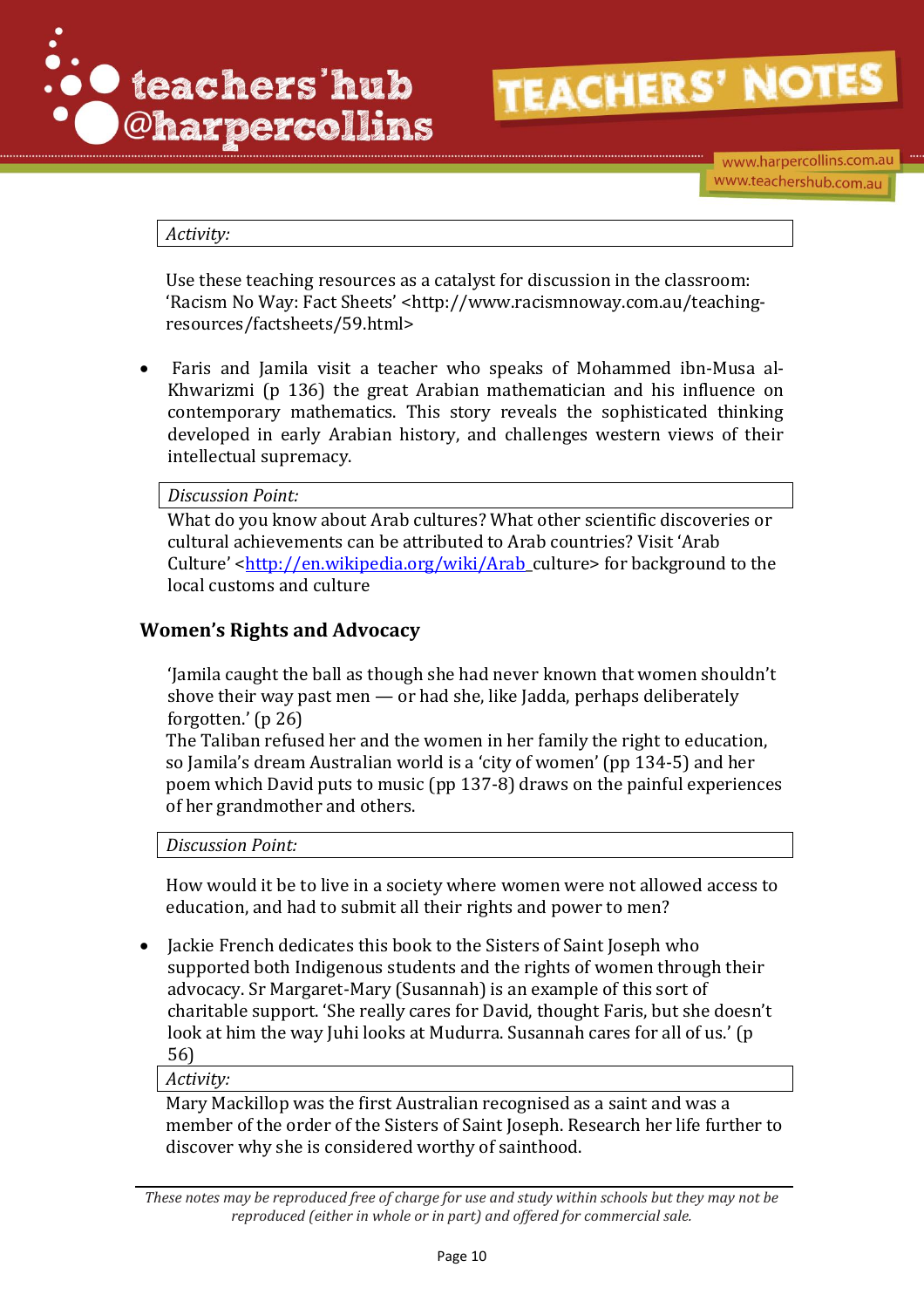*Activity:*

Use these teaching resources as a catalyst for discussion in the classroom: 'Racism No Way: Fact Sheets' <http://www.racismnoway.com.au/teaching-resources/factsheets/59.html>

- Faris and Jamila visit a teacher who speaks of Mohammed ibn-Musa al-Khwarizmi (p 136) the great Arabian mathematician and his influence on contemporary mathematics. This story reveals the sophisticated thinking developed in early Arabian history, and challenges western views of their intellectual supremacy.

*Discussion Point:*

What do you know about Arab cultures? What other scientific discoveries or cultural achievements can be attributed to Arab countries? Visit 'Arab Culture' <http://en.wikipedia.org/wiki/Arab_culture> for background to the local customs and culture

## Women's Rights and Advocacy

'Jamila caught the ball as though she had never known that women shouldn't shove their way past men — or had she, like Jadda, perhaps deliberately forgotten.' (p 26)

The Taliban refused her and the women in her family the right to education, so Jamila's dream Australian world is a 'city of women' (pp 134-5) and her poem which David puts to music (pp 137-8) draws on the painful experiences of her grandmother and others.

*Discussion Point:*

How would it be to live in a society where women were not allowed access to education, and had to submit all their rights and power to men?

- Jackie French dedicates this book to the Sisters of Saint Joseph who supported both Indigenous students and the rights of women through their advocacy. Sr Margaret-Mary (Susannah) is an example of this sort of charitable support. 'She really cares for David, thought Faris, but she doesn't look at him the way Juhi looks at Mudurra. Susannah cares for all of us.' (p 56)

*Activity:*

Mary Mackillop was the first Australian recognised as a saint and was a member of the order of the Sisters of Saint Joseph. Research her life further to discover why she is considered worthy of sainthood.

*These notes may be reproduced free of charge for use and study within schools but they may not be reproduced (either in whole or in part) and offered for commercial sale.*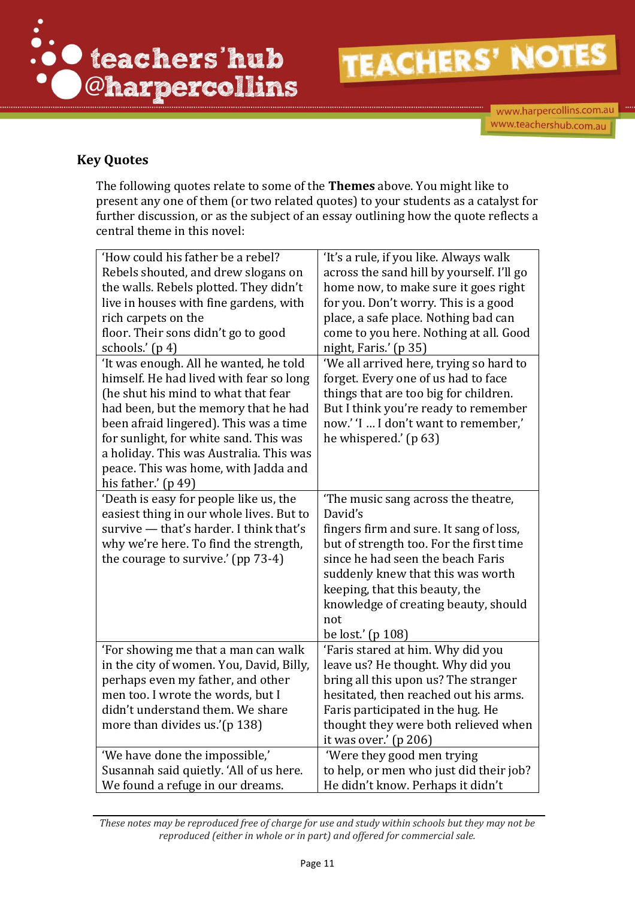## Key Quotes

The following quotes relate to some of the **Themes** above. You might like to present any one of them (or two related quotes) to your students as a catalyst for further discussion, or as the subject of an essay outlining how the quote reflects a central theme in this novel:

| | |
|---|---|
| 'How could his father be a rebel? Rebels shouted, and drew slogans on the walls. Rebels plotted. They didn't live in houses with fine gardens, with rich carpets on the floor. Their sons didn't go to good schools.' (p 4) | 'It's a rule, if you like. Always walk across the sand hill by yourself. I'll go home now, to make sure it goes right for you. Don't worry. This is a good place, a safe place. Nothing bad can come to you here. Nothing at all. Good night, Faris.' (p 35) |
| 'It was enough. All he wanted, he told himself. He had lived with fear so long (he shut his mind to what that fear had been, but the memory that he had been afraid lingered). This was a time for sunlight, for white sand. This was a holiday. This was Australia. This was peace. This was home, with Jadda and his father.' (p 49) | 'We all arrived here, trying so hard to forget. Every one of us had to face things that are too big for children. But I think you're ready to remember now.' 'I ... I don't want to remember,' he whispered.' (p 63) |
| 'Death is easy for people like us, the easiest thing in our whole lives. But to survive — that's harder. I think that's why we're here. To find the strength, the courage to survive.' (pp 73-4) | 'The music sang across the theatre, David's fingers firm and sure. It sang of loss, but of strength too. For the first time since he had seen the beach Faris suddenly knew that this was worth keeping, that this beauty, the knowledge of creating beauty, should not be lost.' (p 108) |
| 'For showing me that a man can walk in the city of women. You, David, Billy, perhaps even my father, and other men too. I wrote the words, but I didn't understand them. We share more than divides us.'(p 138) | 'Faris stared at him. Why did you leave us? He thought. Why did you bring all this upon us? The stranger hesitated, then reached out his arms. Faris participated in the hug. He thought they were both relieved when it was over.' (p 206) |
| 'We have done the impossible,' Susannah said quietly. 'All of us here. We found a refuge in our dreams. | 'Were they good men trying to help, or men who just did their job? He didn't know. Perhaps it didn't |

*These notes may be reproduced free of charge for use and study within schools but they may not be reproduced (either in whole or in part) and offered for commercial sale.*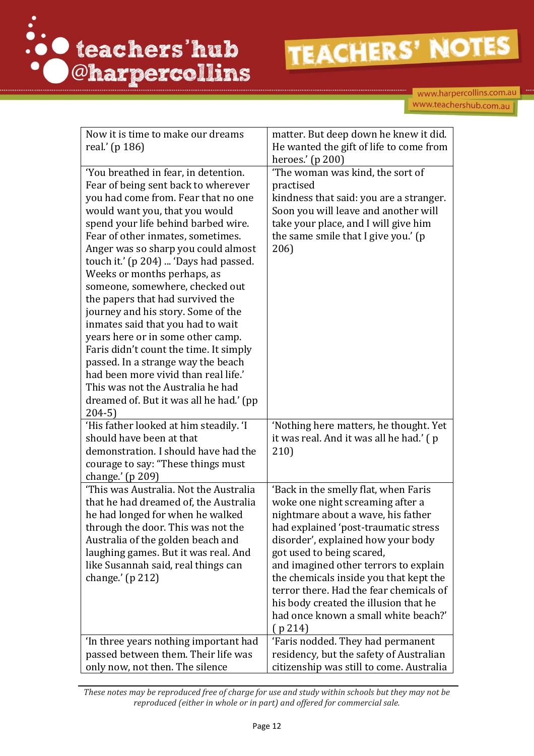| | |
|---|---|
| Now it is time to make our dreams real.' (p 186) | matter. But deep down he knew it did. He wanted the gift of life to come from heroes.' (p 200) |
| 'You breathed in fear, in detention. Fear of being sent back to wherever you had come from. Fear that no one would want you, that you would spend your life behind barbed wire. Fear of other inmates, sometimes. Anger was so sharp you could almost touch it.' (p 204) ... 'Days had passed. Weeks or months perhaps, as someone, somewhere, checked out the papers that had survived the journey and his story. Some of the inmates said that you had to wait years here or in some other camp. Faris didn't count the time. It simply passed. In a strange way the beach had been more vivid than real life.' This was not the Australia he had dreamed of. But it was all he had.' (pp 204-5) | 'The woman was kind, the sort of practised kindness that said: you are a stranger. Soon you will leave and another will take your place, and I will give him the same smile that I give you.' (p 206) |
| 'His father looked at him steadily. 'I should have been at that demonstration. I should have had the courage to say: "These things must change.' (p 209) | 'Nothing here matters, he thought. Yet it was real. And it was all he had.' ( p 210) |
| 'This was Australia. Not the Australia that he had dreamed of, the Australia he had longed for when he walked through the door. This was not the Australia of the golden beach and laughing games. But it was real. And like Susannah said, real things can change.' (p 212) | 'Back in the smelly flat, when Faris woke one night screaming after a nightmare about a wave, his father had explained 'post-traumatic stress disorder', explained how your body got used to being scared, and imagined other terrors to explain the chemicals inside you that kept the terror there. Had the fear chemicals of his body created the illusion that he had once known a small white beach?' ( p 214) |
| 'In three years nothing important had passed between them. Their life was only now, not then. The silence | 'Faris nodded. They had permanent residency, but the safety of Australian citizenship was still to come. Australia |

*These notes may be reproduced free of charge for use and study within schools but they may not be reproduced (either in whole or in part) and offered for commercial sale.*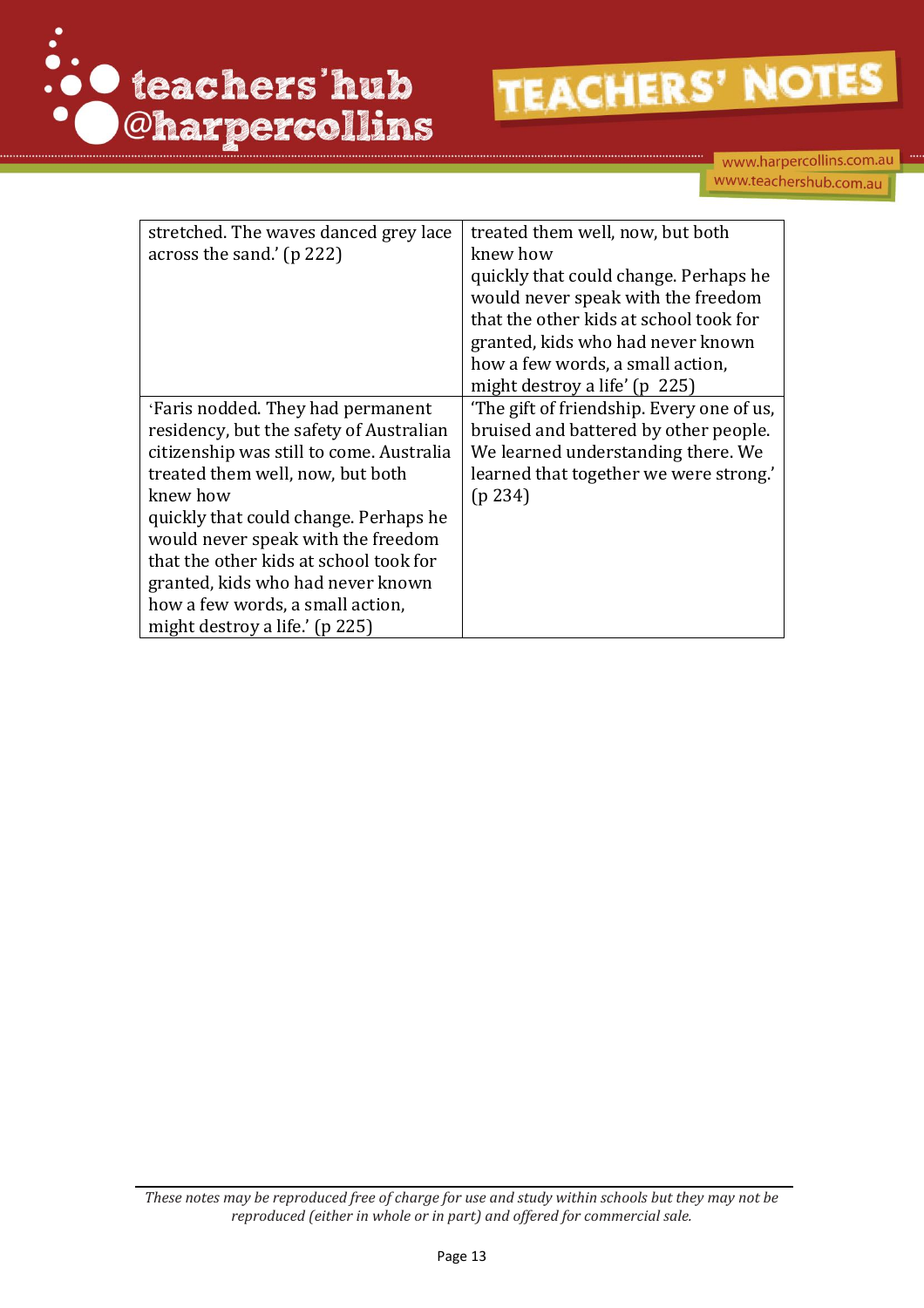| | |
|---|---|
| stretched. The waves danced grey lace across the sand.' (p 222) | treated them well, now, but both knew how quickly that could change. Perhaps he would never speak with the freedom that the other kids at school took for granted, kids who had never known how a few words, a small action, might destroy a life' (p 225) |
| 'Faris nodded. They had permanent residency, but the safety of Australian citizenship was still to come. Australia treated them well, now, but both knew how quickly that could change. Perhaps he would never speak with the freedom that the other kids at school took for granted, kids who had never known how a few words, a small action, might destroy a life.' (p 225) | 'The gift of friendship. Every one of us, bruised and battered by other people. We learned understanding there. We learned that together we were strong.' (p 234) |

*These notes may be reproduced free of charge for use and study within schools but they may not be reproduced (either in whole or in part) and offered for commercial sale.*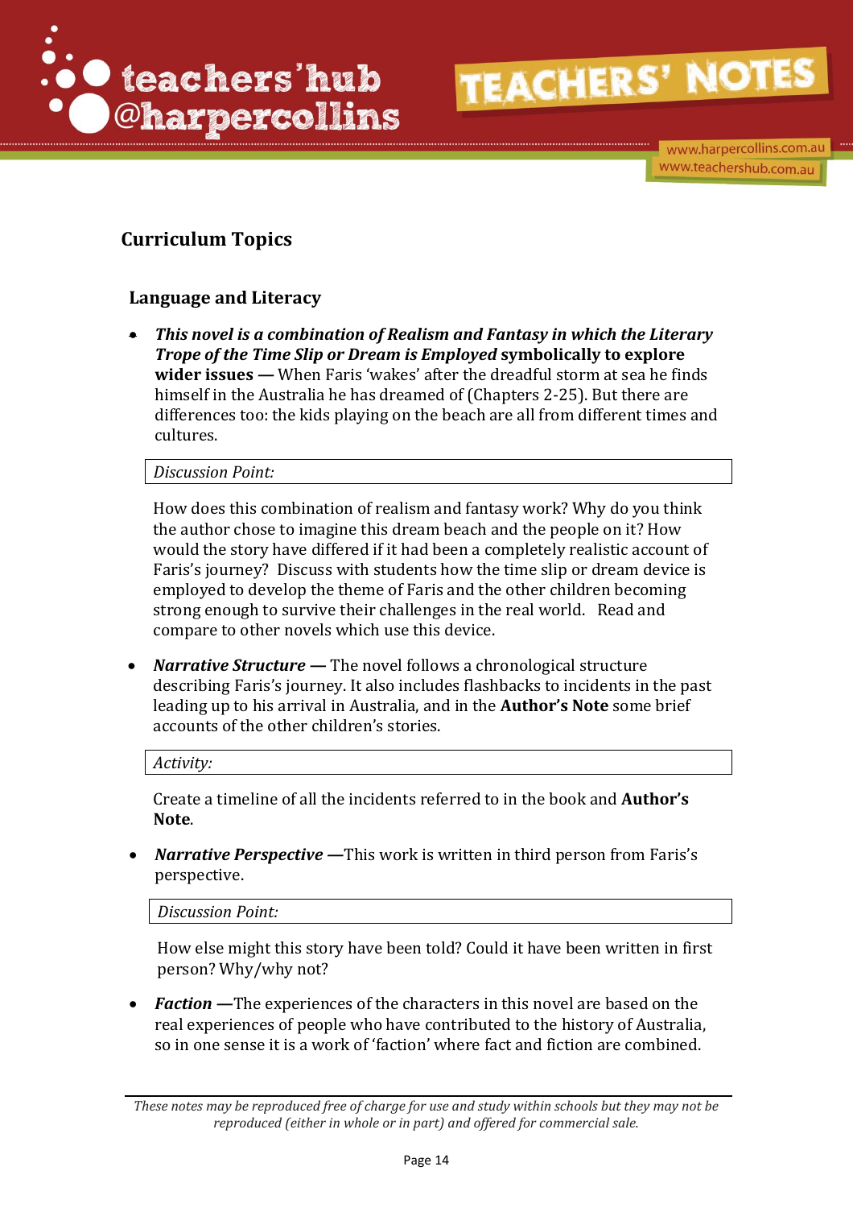## Curriculum Topics

### Language and Literacy

- ***This novel is a combination of Realism and Fantasy in which the Literary Trope of the Time Slip or Dream is Employed* symbolically to explore wider issues —** When Faris 'wakes' after the dreadful storm at sea he finds himself in the Australia he has dreamed of (Chapters 2-25). But there are differences too: the kids playing on the beach are all from different times and cultures.

*Discussion Point:*

How does this combination of realism and fantasy work? Why do you think the author chose to imagine this dream beach and the people on it? How would the story have differed if it had been a completely realistic account of Faris's journey? Discuss with students how the time slip or dream device is employed to develop the theme of Faris and the other children becoming strong enough to survive their challenges in the real world. Read and compare to other novels which use this device.

- ***Narrative Structure* —** The novel follows a chronological structure describing Faris's journey. It also includes flashbacks to incidents in the past leading up to his arrival in Australia, and in the **Author's Note** some brief accounts of the other children's stories.

*Activity:*

Create a timeline of all the incidents referred to in the book and **Author's Note**.

- ***Narrative Perspective* —**This work is written in third person from Faris's perspective.

*Discussion Point:*

How else might this story have been told? Could it have been written in first person? Why/why not?

- ***Faction* —**The experiences of the characters in this novel are based on the real experiences of people who have contributed to the history of Australia, so in one sense it is a work of 'faction' where fact and fiction are combined.

*These notes may be reproduced free of charge for use and study within schools but they may not be reproduced (either in whole or in part) and offered for commercial sale.*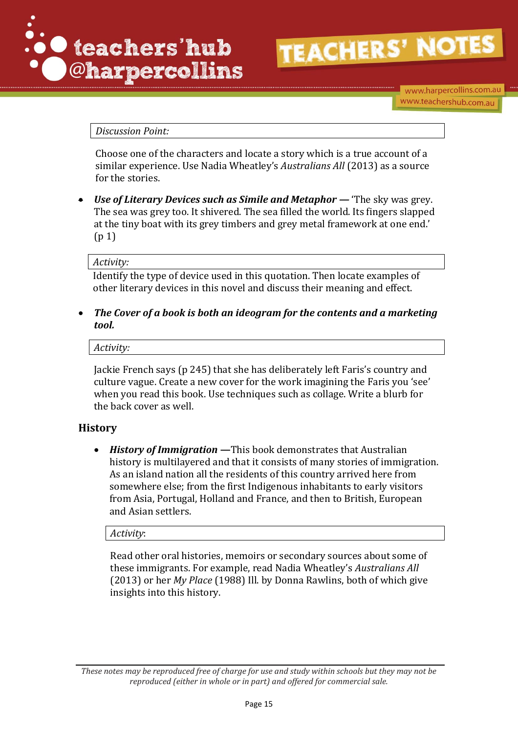*Discussion Point:*

Choose one of the characters and locate a story which is a true account of a similar experience. Use Nadia Wheatley's *Australians All* (2013) as a source for the stories.

- ***Use of Literary Devices such as Simile and Metaphor —*** 'The sky was grey. The sea was grey too. It shivered. The sea filled the world. Its fingers slapped at the tiny boat with its grey timbers and grey metal framework at one end.' (p 1)

*Activity:*

Identify the type of device used in this quotation. Then locate examples of other literary devices in this novel and discuss their meaning and effect.

- ***The Cover of a book is both an ideogram for the contents and a marketing tool.***

*Activity:*

Jackie French says (p 245) that she has deliberately left Faris's country and culture vague. Create a new cover for the work imagining the Faris you 'see' when you read this book. Use techniques such as collage. Write a blurb for the back cover as well.

## History

- ***History of Immigration —***This book demonstrates that Australian history is multilayered and that it consists of many stories of immigration. As an island nation all the residents of this country arrived here from somewhere else; from the first Indigenous inhabitants to early visitors from Asia, Portugal, Holland and France, and then to British, European and Asian settlers.

*Activity*:

Read other oral histories, memoirs or secondary sources about some of these immigrants. For example, read Nadia Wheatley's *Australians All* (2013) or her *My Place* (1988) Ill. by Donna Rawlins, both of which give insights into this history.

*These notes may be reproduced free of charge for use and study within schools but they may not be reproduced (either in whole or in part) and offered for commercial sale.*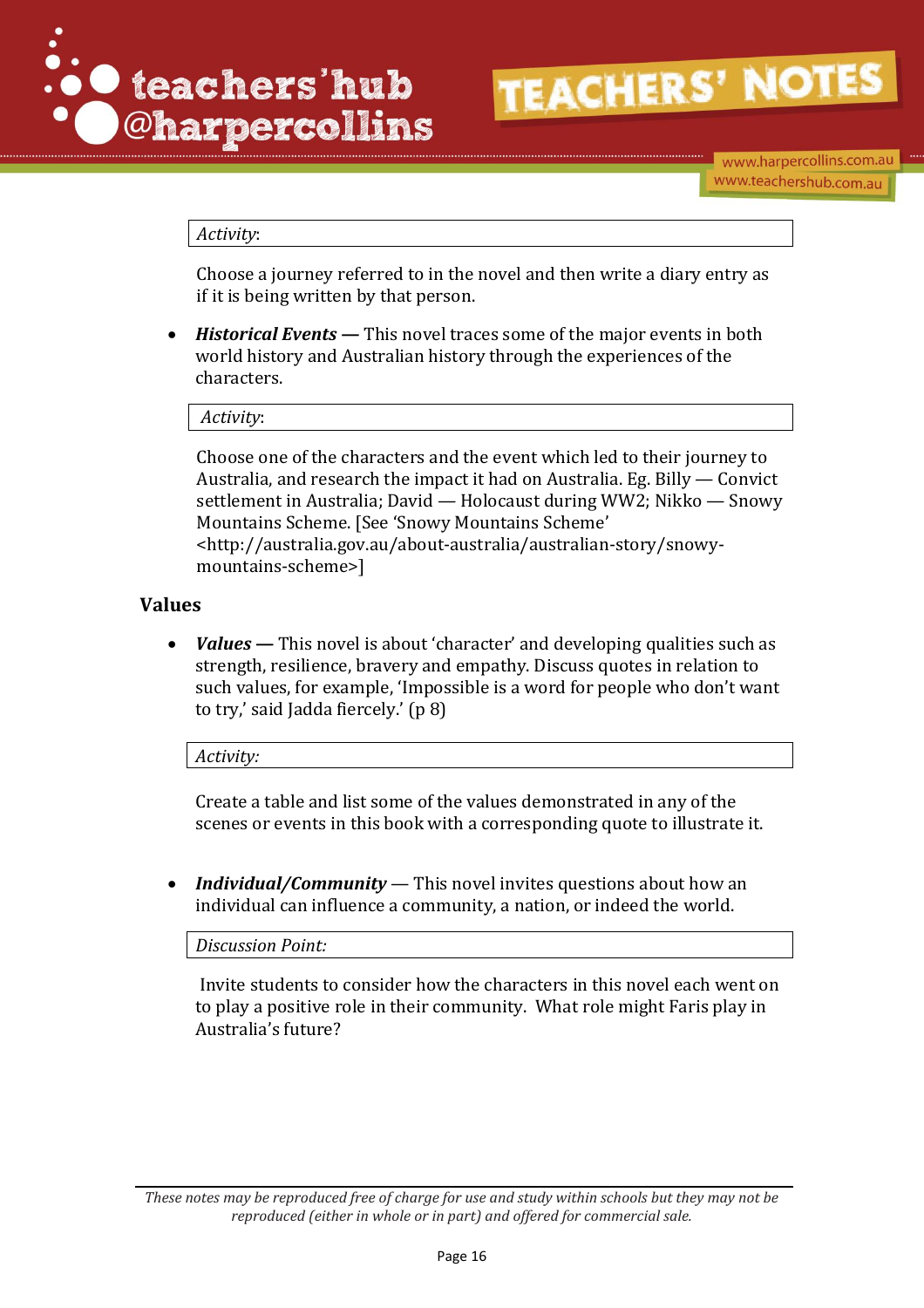*Activity*:

Choose a journey referred to in the novel and then write a diary entry as if it is being written by that person.

- ***Historical Events —*** This novel traces some of the major events in both world history and Australian history through the experiences of the characters.

*Activity*:

Choose one of the characters and the event which led to their journey to Australia, and research the impact it had on Australia. Eg. Billy — Convict settlement in Australia; David — Holocaust during WW2; Nikko — Snowy Mountains Scheme. [See 'Snowy Mountains Scheme' <http://australia.gov.au/about-australia/australian-story/snowy-mountains-scheme>]

## Values

- ***Values —*** This novel is about 'character' and developing qualities such as strength, resilience, bravery and empathy. Discuss quotes in relation to such values, for example, 'Impossible is a word for people who don't want to try,' said Jadda fiercely.' (p 8)

*Activity:*

Create a table and list some of the values demonstrated in any of the scenes or events in this book with a corresponding quote to illustrate it.

- ***Individual/Community*** — This novel invites questions about how an individual can influence a community, a nation, or indeed the world.

*Discussion Point:*

Invite students to consider how the characters in this novel each went on to play a positive role in their community. What role might Faris play in Australia's future?

*These notes may be reproduced free of charge for use and study within schools but they may not be reproduced (either in whole or in part) and offered for commercial sale.*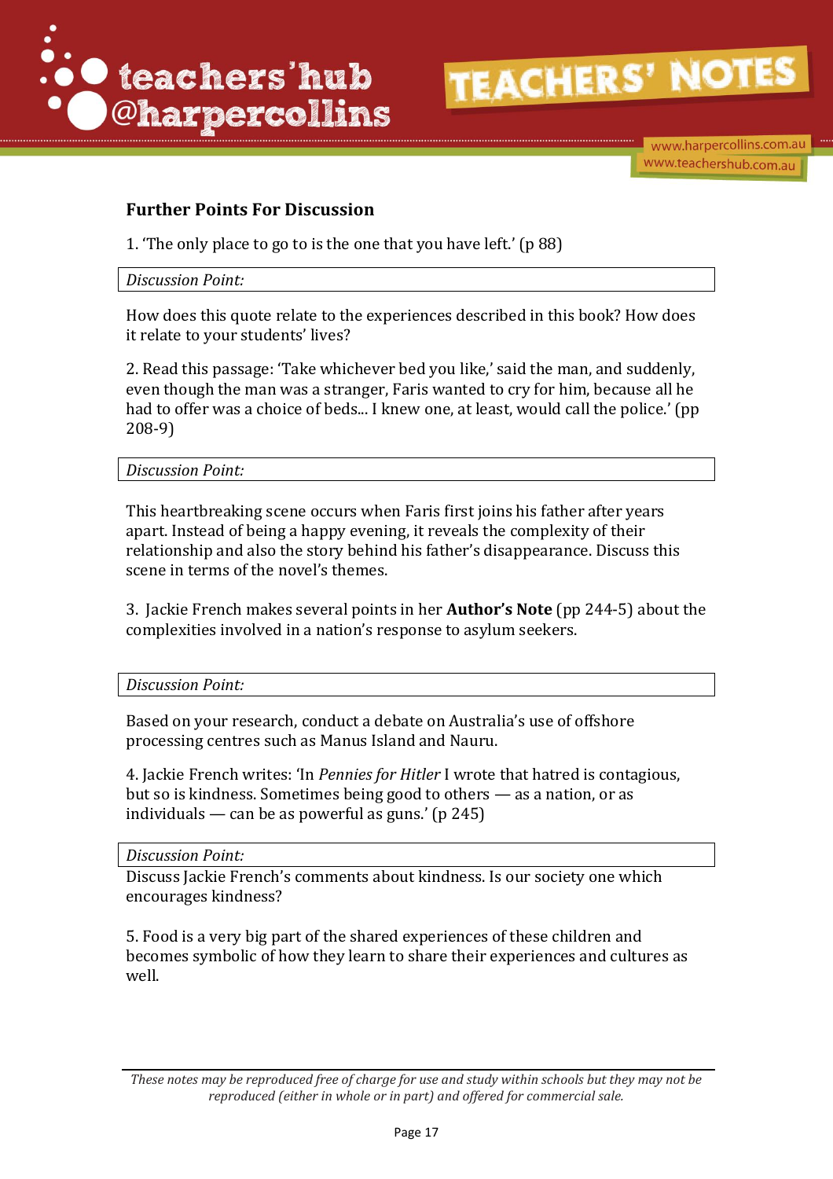## Further Points For Discussion

1. 'The only place to go to is the one that you have left.' (p 88)

*Discussion Point:*

How does this quote relate to the experiences described in this book? How does it relate to your students' lives?

2. Read this passage: 'Take whichever bed you like,' said the man, and suddenly, even though the man was a stranger, Faris wanted to cry for him, because all he had to offer was a choice of beds... I knew one, at least, would call the police.' (pp 208-9)

*Discussion Point:*

This heartbreaking scene occurs when Faris first joins his father after years apart. Instead of being a happy evening, it reveals the complexity of their relationship and also the story behind his father's disappearance. Discuss this scene in terms of the novel's themes.

3. Jackie French makes several points in her **Author's Note** (pp 244-5) about the complexities involved in a nation's response to asylum seekers.

*Discussion Point:*

Based on your research, conduct a debate on Australia's use of offshore processing centres such as Manus Island and Nauru.

4. Jackie French writes: 'In *Pennies for Hitler* I wrote that hatred is contagious, but so is kindness. Sometimes being good to others — as a nation, or as individuals — can be as powerful as guns.' (p 245)

*Discussion Point:*

Discuss Jackie French's comments about kindness. Is our society one which encourages kindness?

5. Food is a very big part of the shared experiences of these children and becomes symbolic of how they learn to share their experiences and cultures as well.

*These notes may be reproduced free of charge for use and study within schools but they may not be reproduced (either in whole or in part) and offered for commercial sale.*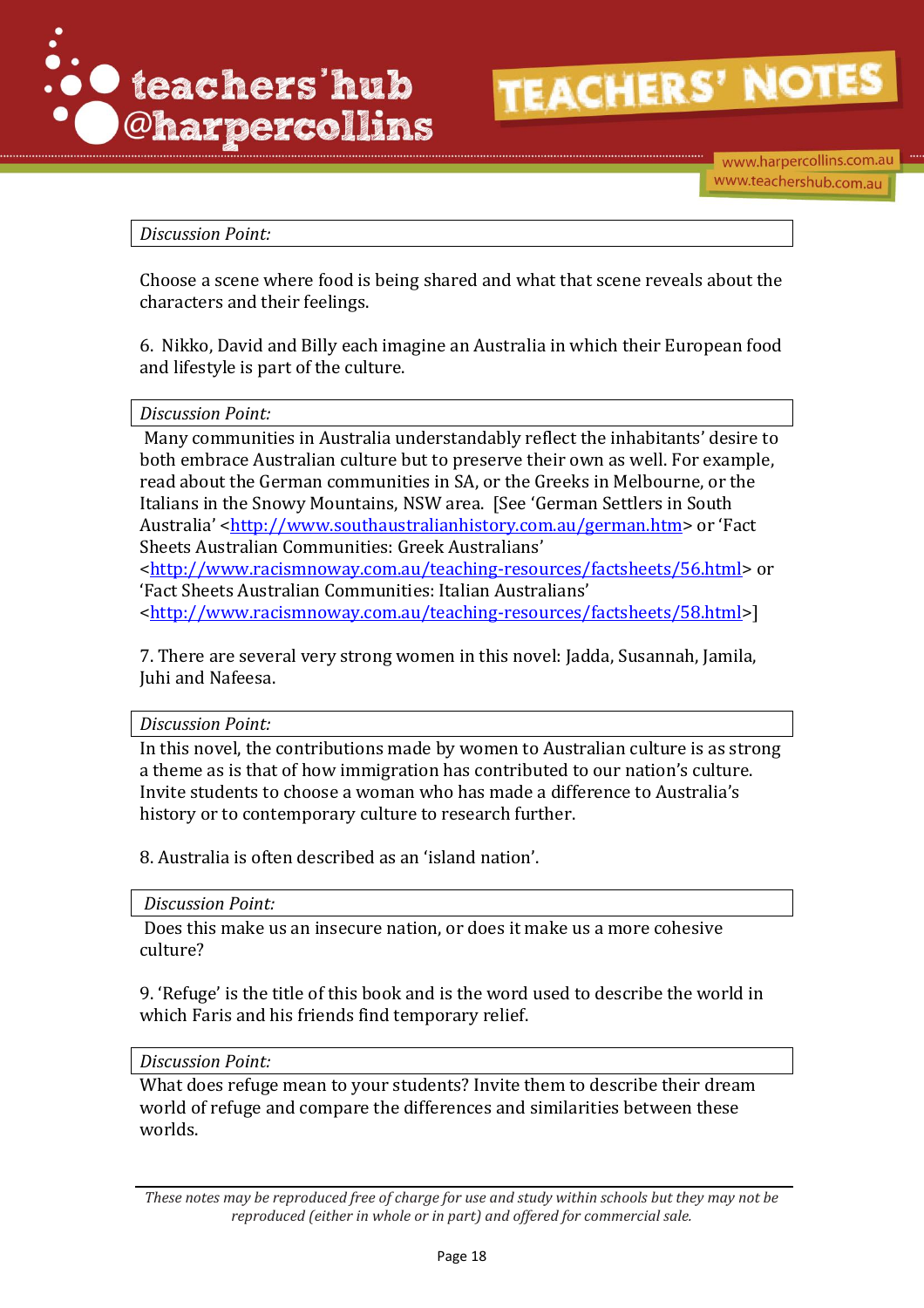*Discussion Point:*

Choose a scene where food is being shared and what that scene reveals about the characters and their feelings.

6. Nikko, David and Billy each imagine an Australia in which their European food and lifestyle is part of the culture.

*Discussion Point:*

Many communities in Australia understandably reflect the inhabitants' desire to both embrace Australian culture but to preserve their own as well. For example, read about the German communities in SA, or the Greeks in Melbourne, or the Italians in the Snowy Mountains, NSW area. [See 'German Settlers in South Australia' <http://www.southaustralianhistory.com.au/german.htm> or 'Fact Sheets Australian Communities: Greek Australians' <http://www.racismnoway.com.au/teaching-resources/factsheets/56.html> or 'Fact Sheets Australian Communities: Italian Australians' <http://www.racismnoway.com.au/teaching-resources/factsheets/58.html>]

7. There are several very strong women in this novel: Jadda, Susannah, Jamila, Juhi and Nafeesa.

*Discussion Point:*

In this novel, the contributions made by women to Australian culture is as strong a theme as is that of how immigration has contributed to our nation's culture. Invite students to choose a woman who has made a difference to Australia's history or to contemporary culture to research further.

8. Australia is often described as an 'island nation'.

*Discussion Point:*

Does this make us an insecure nation, or does it make us a more cohesive culture?

9. 'Refuge' is the title of this book and is the word used to describe the world in which Faris and his friends find temporary relief.

*Discussion Point:*

What does refuge mean to your students? Invite them to describe their dream world of refuge and compare the differences and similarities between these worlds.

*These notes may be reproduced free of charge for use and study within schools but they may not be reproduced (either in whole or in part) and offered for commercial sale.*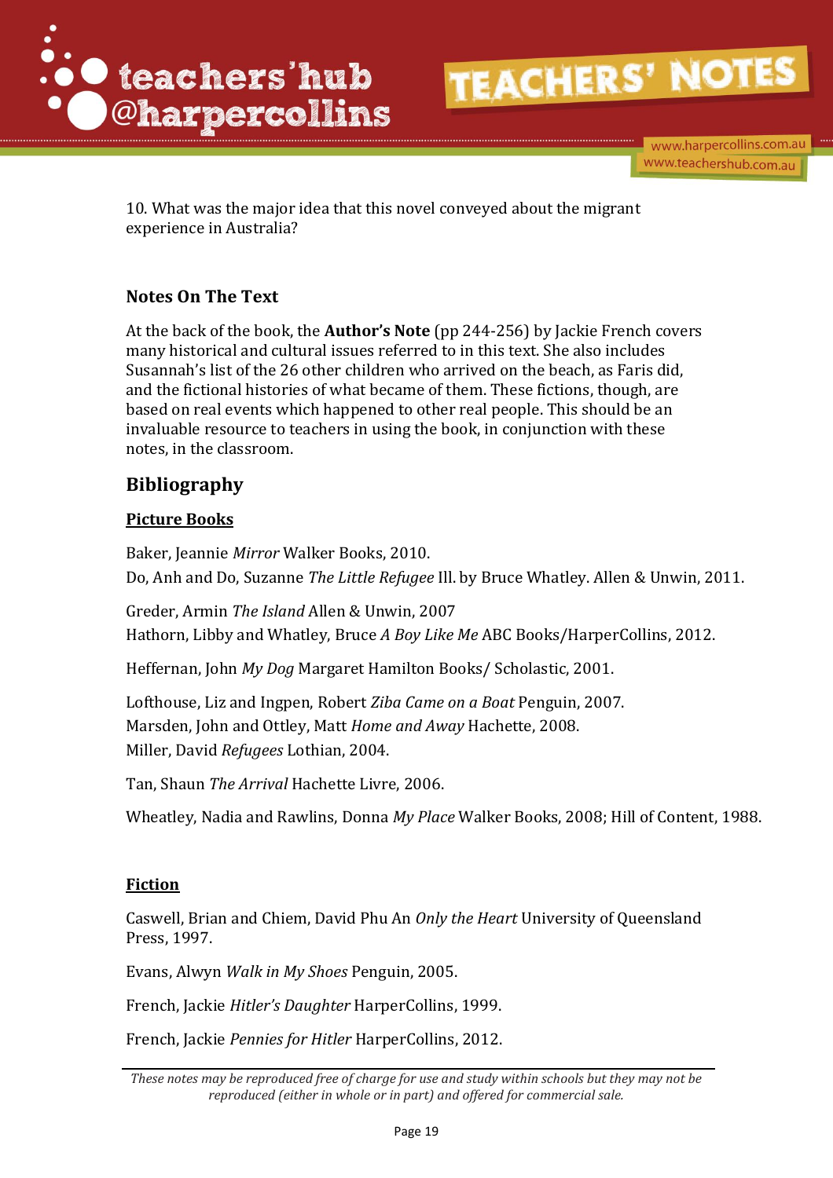10. What was the major idea that this novel conveyed about the migrant experience in Australia?

## Notes On The Text

At the back of the book, the **Author's Note** (pp 244-256) by Jackie French covers many historical and cultural issues referred to in this text. She also includes Susannah's list of the 26 other children who arrived on the beach, as Faris did, and the fictional histories of what became of them. These fictions, though, are based on real events which happened to other real people. This should be an invaluable resource to teachers in using the book, in conjunction with these notes, in the classroom.

## Bibliography

### Picture Books

Baker, Jeannie *Mirror* Walker Books, 2010.
Do, Anh and Do, Suzanne *The Little Refugee* Ill. by Bruce Whatley. Allen & Unwin, 2011.

Greder, Armin *The Island* Allen & Unwin, 2007
Hathorn, Libby and Whatley, Bruce *A Boy Like Me* ABC Books/HarperCollins, 2012.

Heffernan, John *My Dog* Margaret Hamilton Books/ Scholastic, 2001.

Lofthouse, Liz and Ingpen, Robert *Ziba Came on a Boat* Penguin, 2007.
Marsden, John and Ottley, Matt *Home and Away* Hachette, 2008.
Miller, David *Refugees* Lothian, 2004.

Tan, Shaun *The Arrival* Hachette Livre, 2006.

Wheatley, Nadia and Rawlins, Donna *My Place* Walker Books, 2008; Hill of Content, 1988.

### Fiction

Caswell, Brian and Chiem, David Phu An *Only the Heart* University of Queensland Press, 1997.

Evans, Alwyn *Walk in My Shoes* Penguin, 2005.

French, Jackie *Hitler's Daughter* HarperCollins, 1999.

French, Jackie *Pennies for Hitler* HarperCollins, 2012.

*These notes may be reproduced free of charge for use and study within schools but they may not be reproduced (either in whole or in part) and offered for commercial sale.*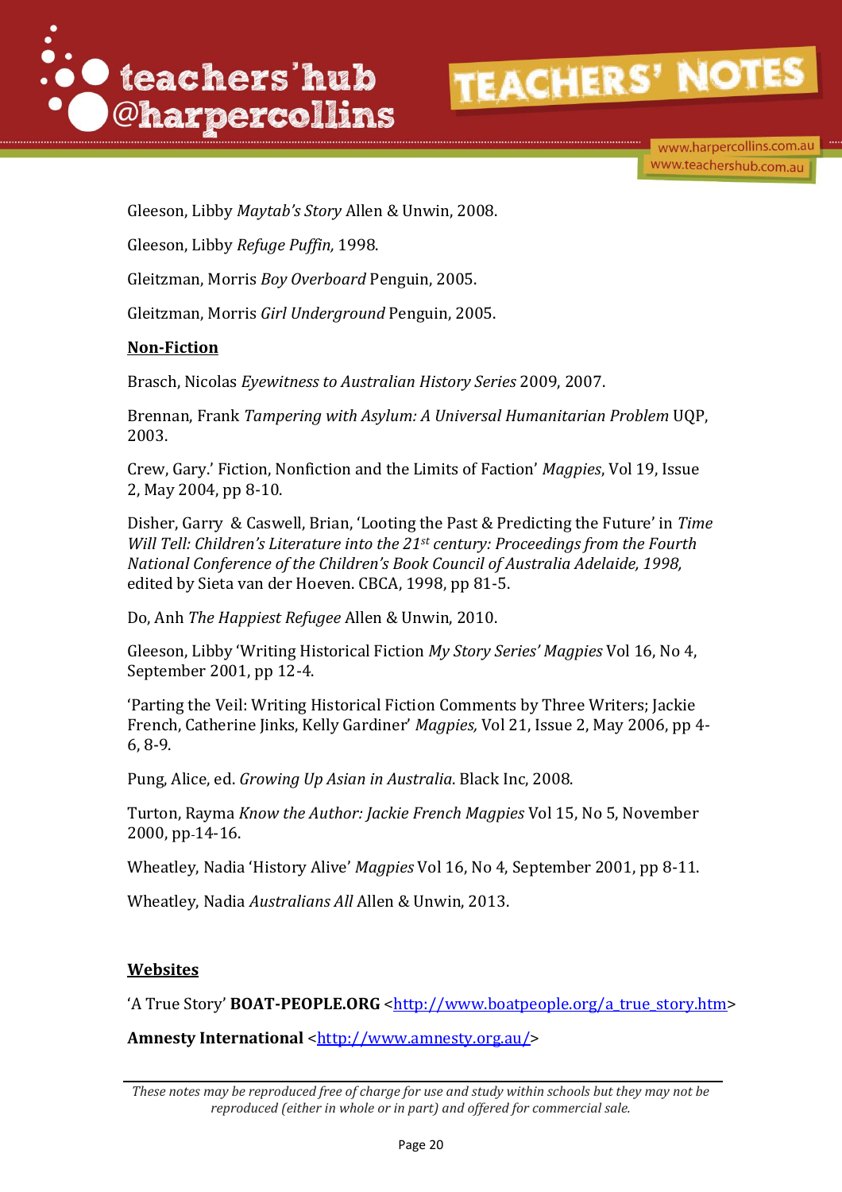Gleeson, Libby *Maytab's Story* Allen & Unwin, 2008.

Gleeson, Libby *Refuge Puffin,* 1998.

Gleitzman, Morris *Boy Overboard* Penguin, 2005.

Gleitzman, Morris *Girl Underground* Penguin, 2005.

**Non-Fiction**

Brasch, Nicolas *Eyewitness to Australian History Series* 2009, 2007.

Brennan, Frank *Tampering with Asylum: A Universal Humanitarian Problem* UQP, 2003.

Crew, Gary.' Fiction, Nonfiction and the Limits of Faction' *Magpies*, Vol 19, Issue 2, May 2004, pp 8-10.

Disher, Garry & Caswell, Brian, 'Looting the Past & Predicting the Future' in *Time Will Tell: Children's Literature into the 21st century: Proceedings from the Fourth National Conference of the Children's Book Council of Australia Adelaide, 1998,* edited by Sieta van der Hoeven. CBCA, 1998, pp 81-5.

Do, Anh *The Happiest Refugee* Allen & Unwin, 2010.

Gleeson, Libby 'Writing Historical Fiction *My Story Series' Magpies* Vol 16, No 4, September 2001, pp 12-4.

'Parting the Veil: Writing Historical Fiction Comments by Three Writers; Jackie French, Catherine Jinks, Kelly Gardiner' *Magpies,* Vol 21, Issue 2, May 2006, pp 4-6, 8-9.

Pung, Alice, ed. *Growing Up Asian in Australia*. Black Inc, 2008.

Turton, Rayma *Know the Author: Jackie French Magpies* Vol 15, No 5, November 2000, pp-14-16.

Wheatley, Nadia 'History Alive' *Magpies* Vol 16, No 4, September 2001, pp 8-11.

Wheatley, Nadia *Australians All* Allen & Unwin, 2013.

**Websites**

'A True Story' **BOAT-PEOPLE.ORG** <http://www.boatpeople.org/a_true_story.htm>

**Amnesty International** <http://www.amnesty.org.au/>

*These notes may be reproduced free of charge for use and study within schools but they may not be reproduced (either in whole or in part) and offered for commercial sale.*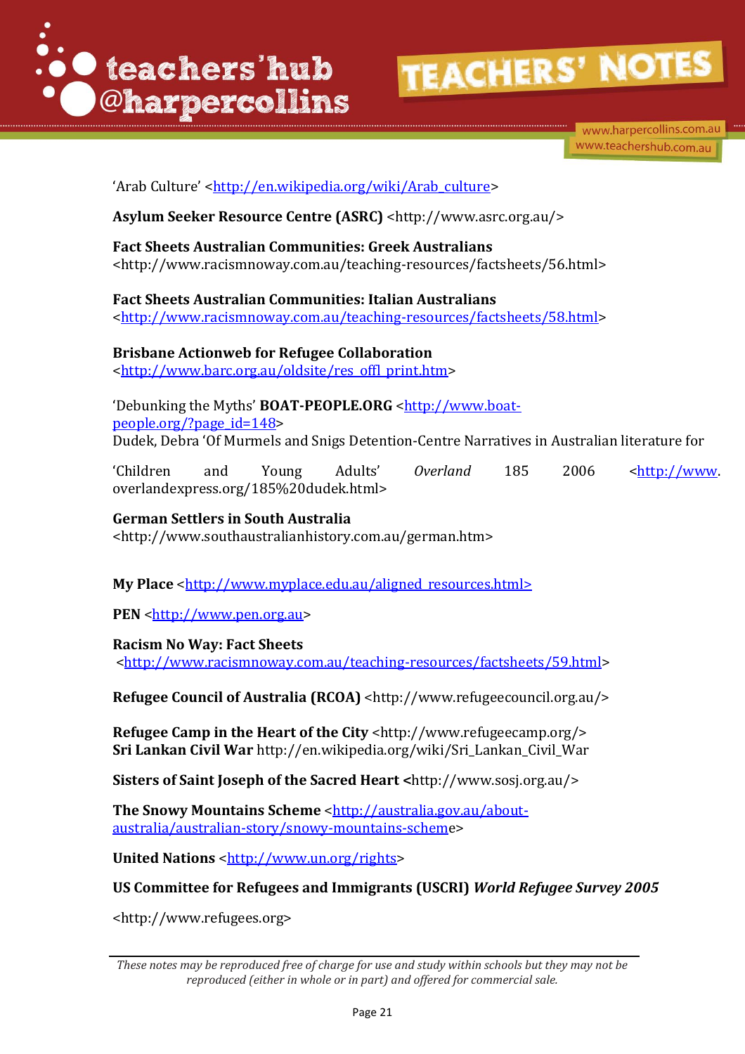'Arab Culture' <http://en.wikipedia.org/wiki/Arab_culture>

**Asylum Seeker Resource Centre (ASRC)** <http://www.asrc.org.au/>

**Fact Sheets Australian Communities: Greek Australians**
<http://www.racismnoway.com.au/teaching-resources/factsheets/56.html>

**Fact Sheets Australian Communities: Italian Australians**
<http://www.racismnoway.com.au/teaching-resources/factsheets/58.html>

**Brisbane Actionweb for Refugee Collaboration**
<http://www.barc.org.au/oldsite/res_offl_print.htm>

'Debunking the Myths' **BOAT-PEOPLE.ORG** <http://www.boat-people.org/?page_id=148>
Dudek, Debra 'Of Murmels and Snigs Detention-Centre Narratives in Australian literature for 'Children and Young Adults' *Overland* 185 2006 <http://www.overlandexpress.org/185%20dudek.html>

**German Settlers in South Australia**
<http://www.southaustralianhistory.com.au/german.htm>

**My Place** <http://www.myplace.edu.au/aligned_resources.html>

**PEN** <http://www.pen.org.au>

**Racism No Way: Fact Sheets**
<http://www.racismnoway.com.au/teaching-resources/factsheets/59.html>

**Refugee Council of Australia (RCOA)** <http://www.refugeecouncil.org.au/>

**Refugee Camp in the Heart of the City** <http://www.refugeecamp.org/>
**Sri Lankan Civil War** http://en.wikipedia.org/wiki/Sri_Lankan_Civil_War

**Sisters of Saint Joseph of the Sacred Heart** <http://www.sosj.org.au/>

**The Snowy Mountains Scheme** <http://australia.gov.au/about-australia/australian-story/snowy-mountains-scheme>

**United Nations** <http://www.un.org/rights>

**US Committee for Refugees and Immigrants (USCRI)** ***World Refugee Survey 2005***

<http://www.refugees.org>

*These notes may be reproduced free of charge for use and study within schools but they may not be reproduced (either in whole or in part) and offered for commercial sale.*